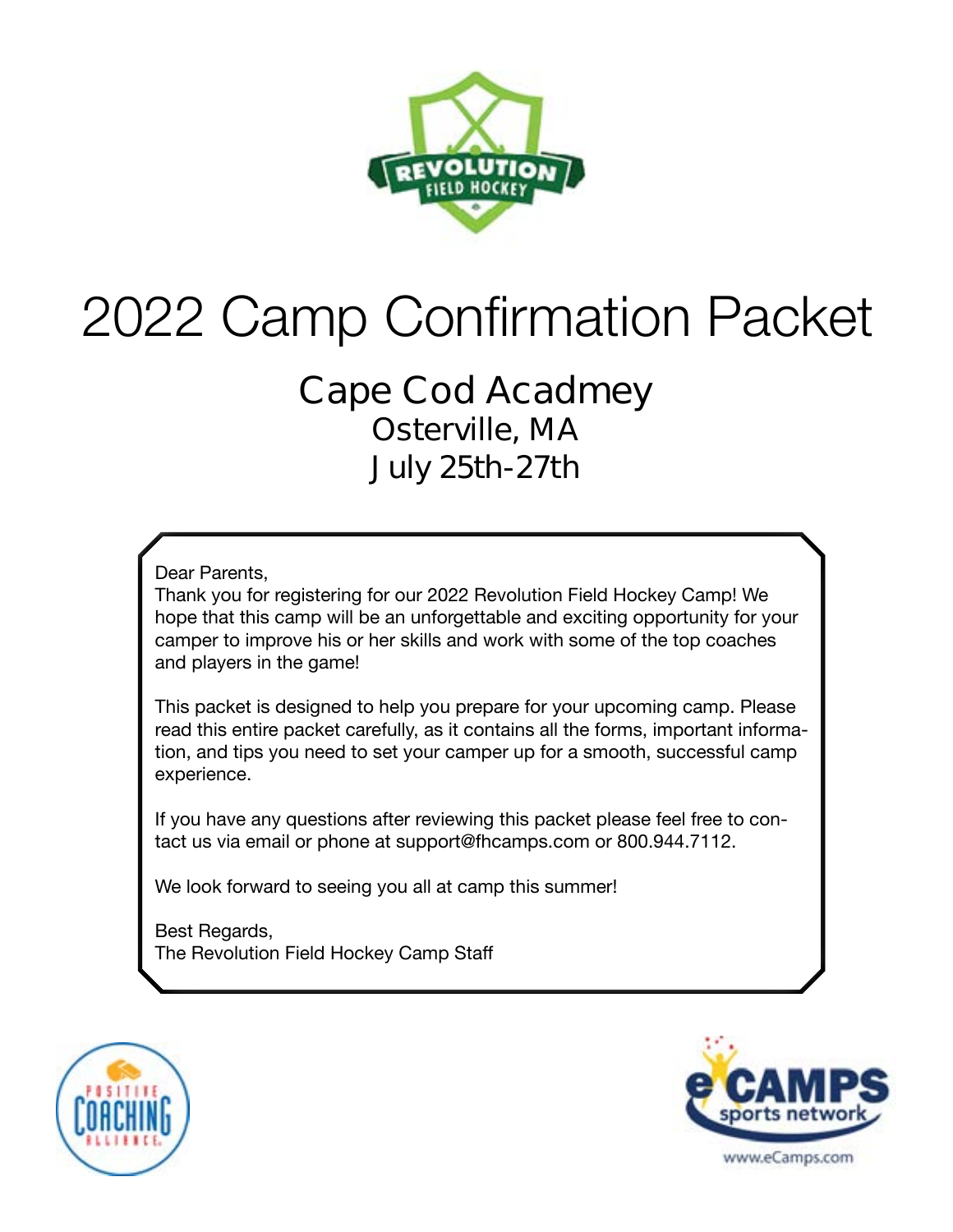# 2022 Camp Confirmation Packet

## Cape Cod Acadmey
### Osterville, MA
### July 25th-27th

Dear Parents,
Thank you for registering for our 2022 Revolution Field Hockey Camp! We hope that this camp will be an unforgettable and exciting opportunity for your camper to improve his or her skills and work with some of the top coaches and players in the game!

This packet is designed to help you prepare for your upcoming camp. Please read this entire packet carefully, as it contains all the forms, important information, and tips you need to set your camper up for a smooth, successful camp experience.

If you have any questions after reviewing this packet please feel free to contact us via email or phone at support@fhcamps.com or 800.944.7112.

We look forward to seeing you all at camp this summer!

Best Regards,
The Revolution Field Hockey Camp Staff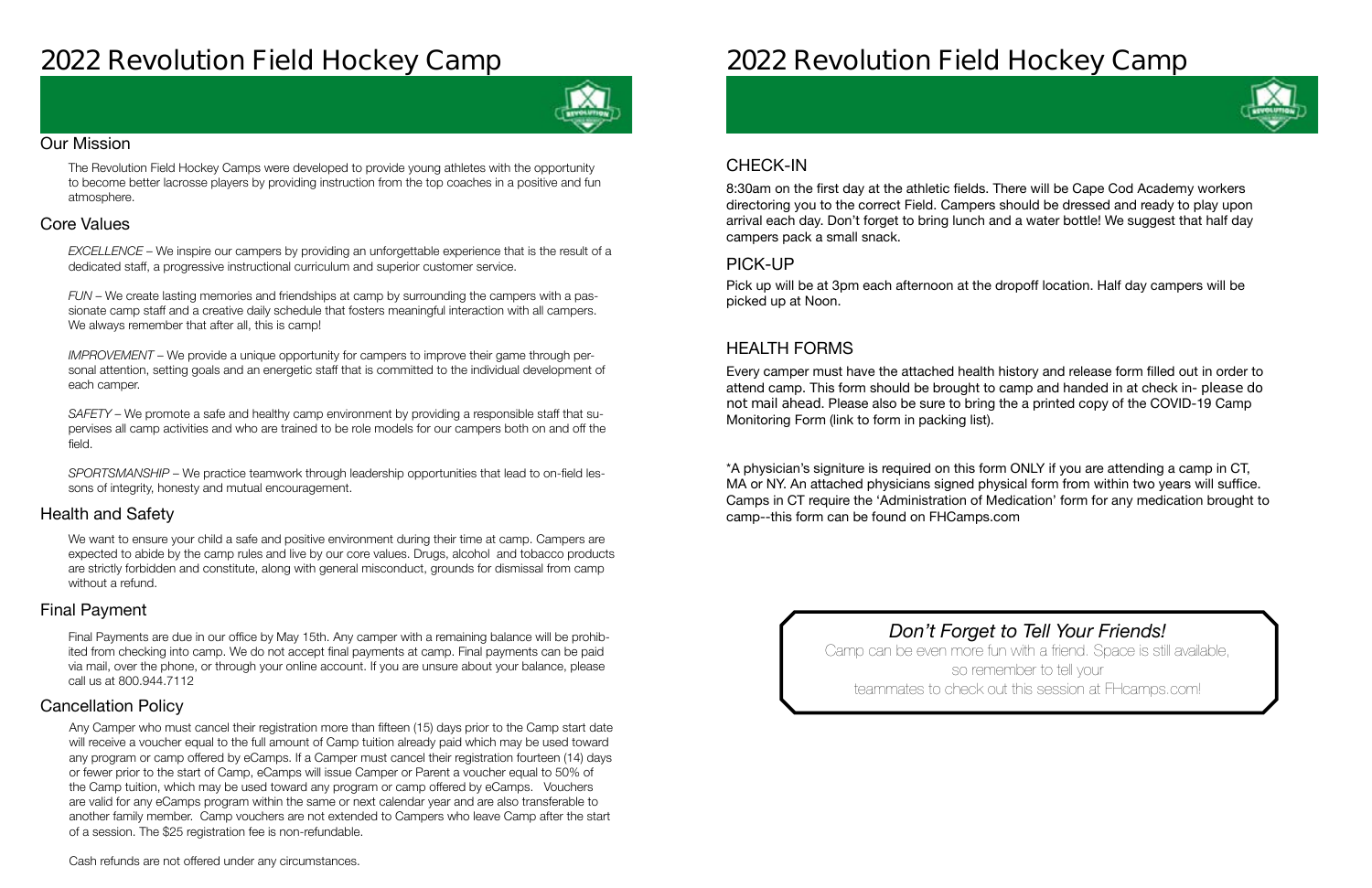# 2022 Revolution Field Hockey Camp

## Our Mission

The Revolution Field Hockey Camps were developed to provide young athletes with the opportunity to become better lacrosse players by providing instruction from the top coaches in a positive and fun atmosphere.

## Core Values

*EXCELLENCE* – We inspire our campers by providing an unforgettable experience that is the result of a dedicated staff, a progressive instructional curriculum and superior customer service.

*FUN* – We create lasting memories and friendships at camp by surrounding the campers with a passionate camp staff and a creative daily schedule that fosters meaningful interaction with all campers. We always remember that after all, this is camp!

*IMPROVEMENT* – We provide a unique opportunity for campers to improve their game through personal attention, setting goals and an energetic staff that is committed to the individual development of each camper.

*SAFETY* – We promote a safe and healthy camp environment by providing a responsible staff that supervises all camp activities and who are trained to be role models for our campers both on and off the field.

*SPORTSMANSHIP* – We practice teamwork through leadership opportunities that lead to on-field lessons of integrity, honesty and mutual encouragement.

## Health and Safety

We want to ensure your child a safe and positive environment during their time at camp. Campers are expected to abide by the camp rules and live by our core values. Drugs, alcohol and tobacco products are strictly forbidden and constitute, along with general misconduct, grounds for dismissal from camp without a refund.

## Final Payment

Final Payments are due in our office by May 15th. Any camper with a remaining balance will be prohibited from checking into camp. We do not accept final payments at camp. Final payments can be paid via mail, over the phone, or through your online account. If you are unsure about your balance, please call us at 800.944.7112

## Cancellation Policy

Any Camper who must cancel their registration more than fifteen (15) days prior to the Camp start date will receive a voucher equal to the full amount of Camp tuition already paid which may be used toward any program or camp offered by eCamps. If a Camper must cancel their registration fourteen (14) days or fewer prior to the start of Camp, eCamps will issue Camper or Parent a voucher equal to 50% of the Camp tuition, which may be used toward any program or camp offered by eCamps. Vouchers are valid for any eCamps program within the same or next calendar year and are also transferable to another family member. Camp vouchers are not extended to Campers who leave Camp after the start of a session. The $25 registration fee is non-refundable.

Cash refunds are not offered under any circumstances.

# 2022 Revolution Field Hockey Camp

## CHECK-IN

8:30am on the first day at the athletic fields. There will be Cape Cod Academy workers directoring you to the correct Field. Campers should be dressed and ready to play upon arrival each day. Don't forget to bring lunch and a water bottle! We suggest that half day campers pack a small snack.

## PICK-UP

Pick up will be at 3pm each afternoon at the dropoff location. Half day campers will be picked up at Noon.

## HEALTH FORMS

Every camper must have the attached health history and release form filled out in order to attend camp. This form should be brought to camp and handed in at check in- please do not mail ahead. Please also be sure to bring the a printed copy of the COVID-19 Camp Monitoring Form (link to form in packing list).

*A physician's signiture is required on this form ONLY if you are attending a camp in CT, MA or NY. An attached physicians signed physical form from within two years will suffice. Camps in CT require the 'Administration of Medication' form for any medication brought to camp--this form can be found on FHCamps.com

### *Don't Forget to Tell Your Friends!*

Camp can be even more fun with a friend. Space is still available, so remember to tell your teammates to check out this session at FHcamps.com!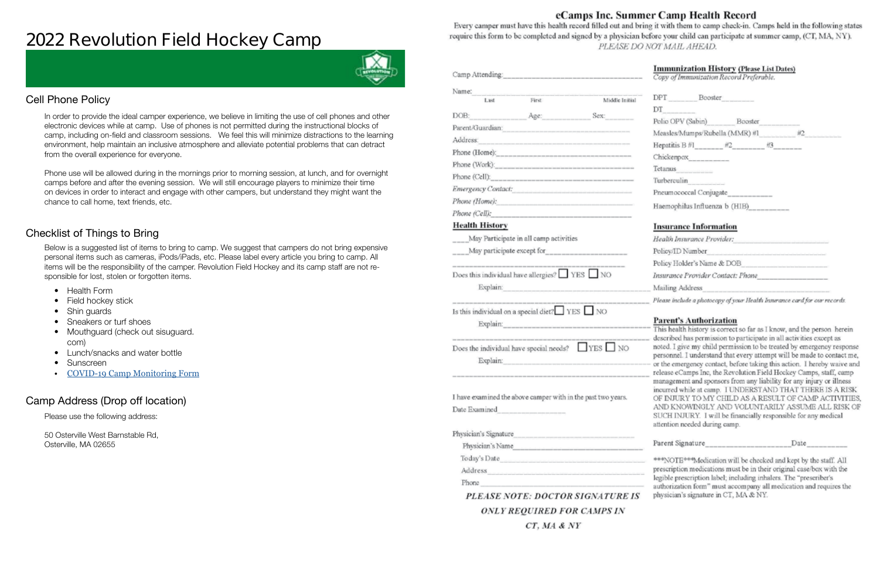# 2022 Revolution Field Hockey Camp

## Cell Phone Policy

In order to provide the ideal camper experience, we believe in limiting the use of cell phones and other electronic devices while at camp. Use of phones is not permitted during the instructional blocks of camp, including on-field and classroom sessions. We feel this will minimize distractions to the learning environment, help maintain an inclusive atmosphere and alleviate potential problems that can detract from the overall experience for everyone.

Phone use will be allowed during in the mornings prior to morning session, at lunch, and for overnight camps before and after the evening session. We will still encourage players to minimize their time on devices in order to interact and engage with other campers, but understand they might want the chance to call home, text friends, etc.

## Checklist of Things to Bring

Below is a suggested list of items to bring to camp. We suggest that campers do not bring expensive personal items such as cameras, iPods/iPads, etc. Please label every article you bring to camp. All items will be the responsibility of the camper. Revolution Field Hockey and its camp staff are not responsible for lost, stolen or forgotten items.

- Health Form
- Field hockey stick
- Shin guards
- Sneakers or turf shoes
- Mouthguard (check out sisuguard.com)
- Lunch/snacks and water bottle
- Sunscreen
- COVID-19 Camp Monitoring Form

## Camp Address (Drop off location)

Please use the following address:

50 Osterville West Barnstable Rd,
Osterville, MA 02655

# eCamps Inc. Summer Camp Health Record

Every camper must have this health record filled out and bring it with them to camp check-in. Camps held in the following states require this form to be completed and signed by a physician before your child can participate at summer camp, (CT, MA, NY).

*PLEASE DO NOT MAIL AHEAD.*

Camp Attending:______________________

Name:______________________
Last First Middle Initial

DOB:________ Age:________ Sex:________

Parent/Guardian:______________________

Address:______________________

Phone (Home):______________________

Phone (Work):______________________

Phone (Cell):______________________

*Emergency Contact:*______________________

*Phone (Home):*______________________

*Phone (Cell):*______________________

**Health History**

____May Participate in all camp activities

____May participate except for______________________

______________________

Does this individual have allergies? ☐ YES ☐ NO

Explain:______________________

Is this individual on a special diet? ☐ YES ☐ NO

Explain:______________________

Does the individual have special needs? ☐ YES ☐ NO

Explain:______________________

I have examined the above camper with in the past two years.

Date Examined______________________

Physician's Signature______________________

Physician's Name______________________

Today's Date______________________

Address______________________

Phone______________________

*PLEASE NOTE: DOCTOR SIGNATURE IS ONLY REQUIRED FOR CAMPS IN CT, MA & NY*

**Immunization History (Please List Dates)**

*Copy of Immunization Record Preferable.*

DPT________ Booster________

DT________

Polio OPV (Sabin)________ Booster________

Measles/Mumps/Rubella (MMR) #1________ #2________

Hepatitis B #1________ #2________ #3________

Chickenpox________

Tetanus________

Turberculin________

Pneumococcal Conjugate________

Haemophilus Influenza b (HIB)________

**Insurance Information**

*Health Insurance Provider:*______________________

Policy/ID Number______________________

Policy Holder's Name & DOB______________________

*Insurance Provider Contact: Phone*______________________

Mailing Address______________________

*Please include a photocopy of your Health Insurance card for our records.*

**Parent's Authorization**

This health history is correct so far as I know, and the person herein described has permission to participate in all activities except as noted. I give my child permission to be treated by emergency response personnel. I understand that every attempt will be made to contact me, or the emergency contact, before taking this action. I hereby waive and release eCamps Inc, the Revolution Field Hockey Camps, staff, camp management and sponsors from any liability for any injury or illness incurred while at camp. I UNDERSTAND THAT THERE IS A RISK OF INJURY TO MY CHILD AS A RESULT OF CAMP ACTIVITIES, AND KNOWINGLY AND VOLUNTARILY ASSUME ALL RISK OF SUCH INJURY. I will be financially responsible for any medical attention needed during camp.

Parent Signature______________________ Date________

***NOTE***Medication will be checked and kept by the staff. All prescription medications must be in their original case/box with the legible prescription label; including inhalers. The "prescriber's authorization form" must accompany all medication and requires the physician's signature in CT, MA & NY.